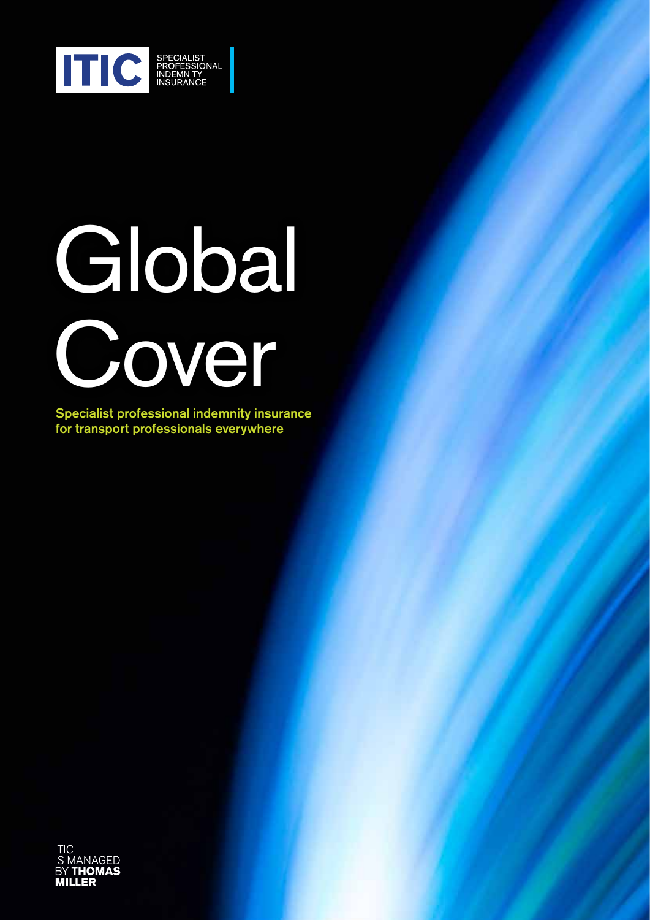ITIC SPECIALIST PROFESSIONAL INDEMNITY INSURANCE

# Global Cover

**Specialist professional indemnity insurance for transport professionals everywhere**

ITIC IS MANAGED BY **THOMAS MILLER**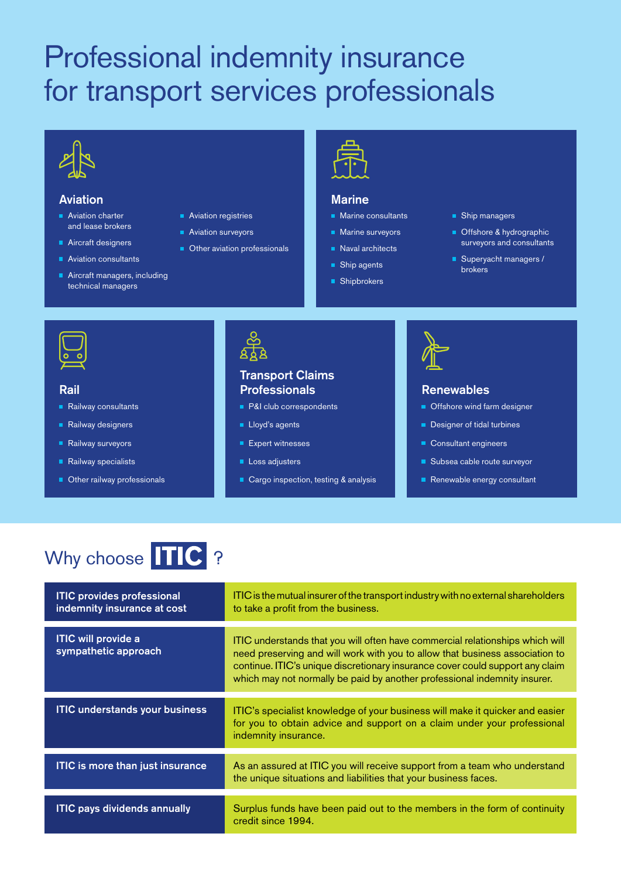# Professional indemnity insurance for transport services professionals

## Aviation

- Aviation charter and lease brokers
- Aircraft designers
- Aviation consultants
- Aircraft managers, including technical managers
- Aviation registries
- Aviation surveyors
- Other aviation professionals

## Marine

- Marine consultants
- Marine surveyors
- Naval architects
- Ship agents
- Shipbrokers
- Ship managers
- Offshore & hydrographic surveyors and consultants
- Superyacht managers / brokers

## Rail

- Railway consultants
- Railway designers
- Railway surveyors
- Railway specialists
- Other railway professionals

## Transport Claims Professionals

- P&I club correspondents
- Lloyd's agents
- Expert witnesses
- Loss adjusters
- Cargo inspection, testing & analysis

## Renewables

- Offshore wind farm designer
- Designer of tidal turbines
- Consultant engineers
- Subsea cable route surveyor
- Renewable energy consultant

# Why choose ITIC ?

| | |
|---|---|
| **ITIC provides professional indemnity insurance at cost** | ITIC is the mutual insurer of the transport industry with no external shareholders to take a profit from the business. |
| **ITIC will provide a sympathetic approach** | ITIC understands that you will often have commercial relationships which will need preserving and will work with you to allow that business association to continue. ITIC's unique discretionary insurance cover could support any claim which may not normally be paid by another professional indemnity insurer. |
| **ITIC understands your business** | ITIC's specialist knowledge of your business will make it quicker and easier for you to obtain advice and support on a claim under your professional indemnity insurance. |
| **ITIC is more than just insurance** | As an assured at ITIC you will receive support from a team who understand the unique situations and liabilities that your business faces. |
| **ITIC pays dividends annually** | Surplus funds have been paid out to the members in the form of continuity credit since 1994. |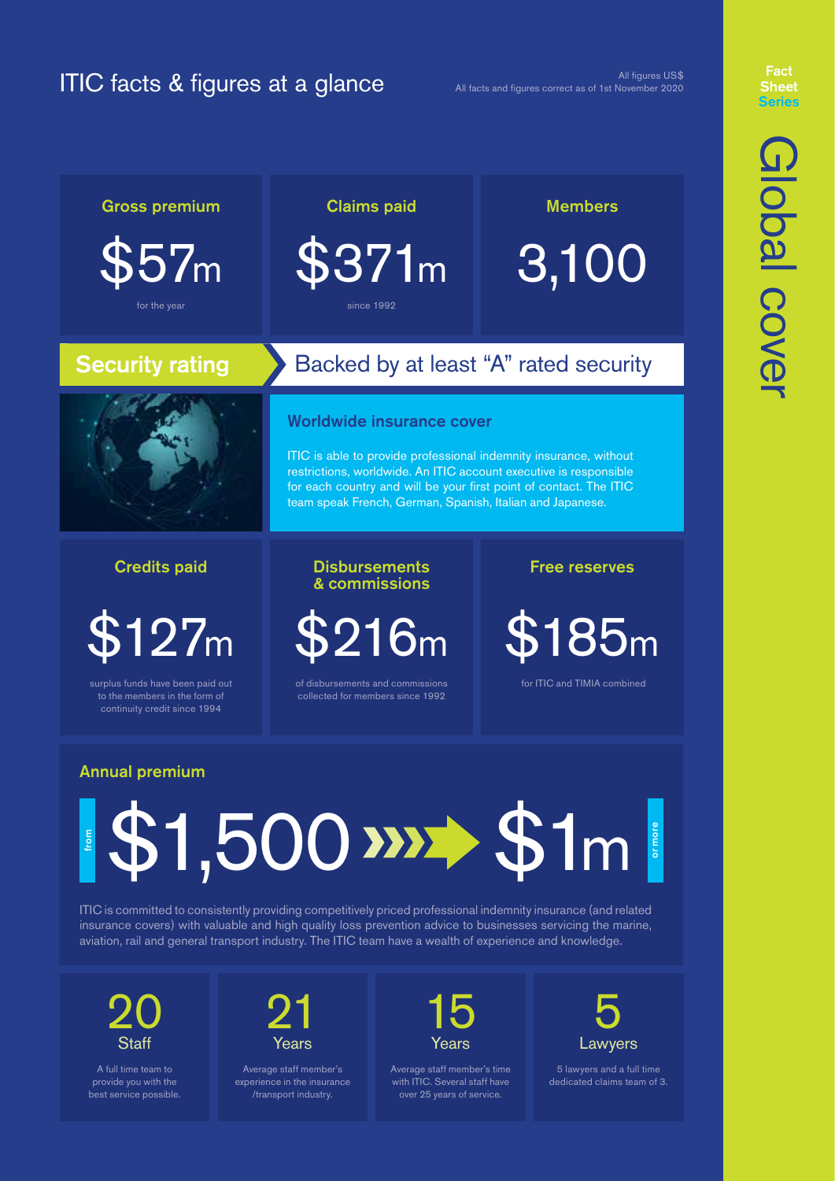# ITIC facts & figures at a glance

All figures US$
All facts and figures correct as of 1st November 2020

**Fact Sheet Series**

**Global cover**

### Gross premium

$57m

for the year

### Claims paid

$371m

since 1992

### Members

3,100

### Security rating

Backed by at least "A" rated security

### Worldwide insurance cover

ITIC is able to provide professional indemnity insurance, without restrictions, worldwide. An ITIC account executive is responsible for each country and will be your first point of contact. The ITIC team speak French, German, Spanish, Italian and Japanese.

### Credits paid

$127m

surplus funds have been paid out to the members in the form of continuity credit since 1994

### Disbursements & commissions

$216m

of disbursements and commissions collected for members since 1992

### Free reserves

$185m

for ITIC and TIMIA combined

### Annual premium

from $1,500 → $1m or more

ITIC is committed to consistently providing competitively priced professional indemnity insurance (and related insurance covers) with valuable and high quality loss prevention advice to businesses servicing the marine, aviation, rail and general transport industry. The ITIC team have a wealth of experience and knowledge.

**20 Staff**

A full time team to provide you with the best service possible.

**21 Years**

Average staff member's experience in the insurance /transport industry.

**15 Years**

Average staff member's time with ITIC. Several staff have over 25 years of service.

**5 Lawyers**

5 lawyers and a full time dedicated claims team of 3.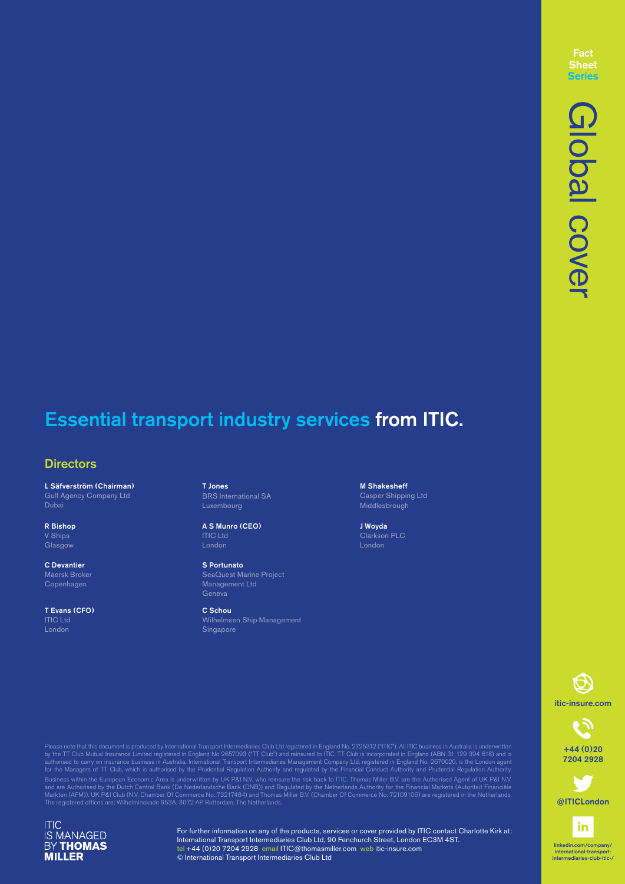Fact Sheet Series

Global cover

# Essential transport industry services from ITIC.

## Directors

**L Säfverström (Chairman)**
Gulf Agency Company Ltd
Dubai

**R Bishop**
V Ships
Glasgow

**C Devantier**
Maersk Broker
Copenhagen

**T Evans (CFO)**
ITIC Ltd
London

**T Jones**
BRS International SA
Luxembourg

**A S Munro (CEO)**
ITIC Ltd
London

**S Portunato**
SeaQuest Marine Project Management Ltd
Geneva

**C Schou**
Wilhelmsen Ship Management
Singapore

**M Shakesheff**
Casper Shipping Ltd
Middlesbrough

**J Woyda**
Clarkson PLC
London

itic-insure.com

+44 (0)20 7204 2928

@ITICLondon

linkedin.com/company/international-transport-intermediaries-club-itic-/

Please note that this document is produced by International Transport Intermediaries Club Ltd registered in England No. 2725312 ("ITIC"). All ITIC business in Australia is underwritten by the TT Club Mutual Insurance Limited registered in England No 2657093 ("TT Club") and reinsured to ITIC. TT Club is incorporated in England (ABN 31 129 394 618) and is authorised to carry on insurance business in Australia. International Transport Intermediaries Management Company Ltd, registered in England No. 2670020, is the London agent for the Managers of TT Club, which is authorised by the Prudential Regulation Authority and regulated by the Financial Conduct Authority and Prudential Regulation Authority.

Business within the European Economic Area is underwritten by UK P&I N.V. who reinsure the risk back to ITIC. Thomas Miller B.V. are the Authorised Agent of UK P&I N.V. and are Authorised by the Dutch Central Bank (De Nederlandsche Bank (DNB)) and Regulated by the Netherlands Authority for the Financial Markets (Autoriteit Financiële Markten (AFM)). UK P&I Club (N.V. Chamber Of Commerce No.:73217484) and Thomas Miller B.V. (Chamber Of Commerce No.:72109106) are registered in the Netherlands. The registered offices are: Wilhelminakade 953A, 3072 AP Rotterdam, The Netherlands.

ITIC IS MANAGED BY **THOMAS MILLER**

For further information on any of the products, services or cover provided by ITIC contact Charlotte Kirk at:
International Transport Intermediaries Club Ltd, 90 Fenchurch Street, London EC3M 4ST.
tel +44 (0)20 7204 2928 email ITIC@thomasmiller.com web itic-insure.com
© International Transport Intermediaries Club Ltd